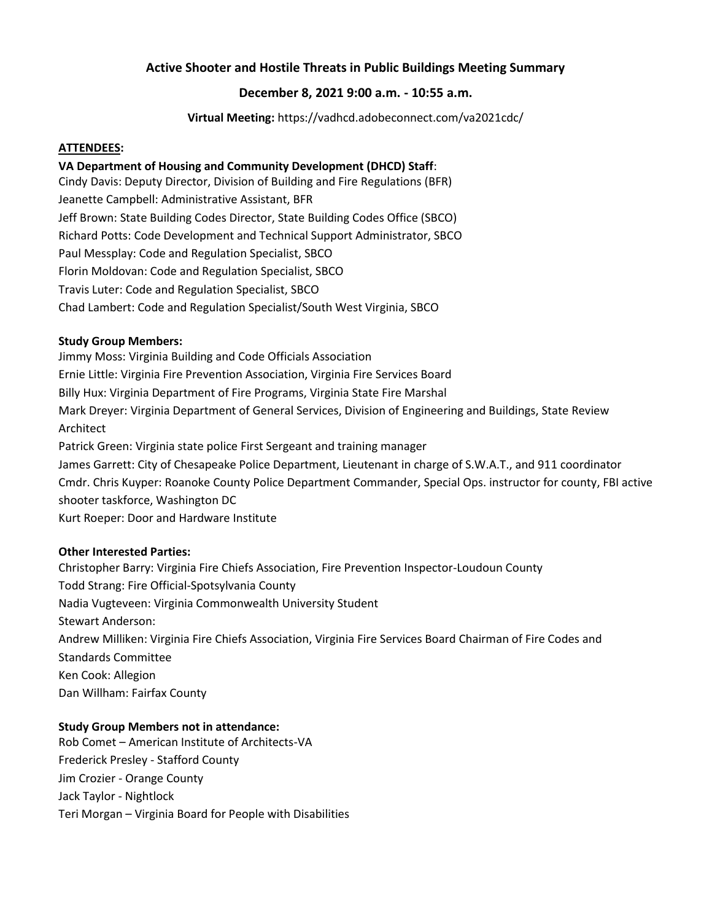# Active Shooter and Hostile Threats in Public Buildings Meeting Summary

## December 8, 2021 9:00 a.m. - 10:55 a.m.

**Virtual Meeting:** https://vadhcd.adobeconnect.com/va2021cdc/

**ATTENDEES:**

**VA Department of Housing and Community Development (DHCD) Staff**:

Cindy Davis: Deputy Director, Division of Building and Fire Regulations (BFR)
Jeanette Campbell: Administrative Assistant, BFR
Jeff Brown: State Building Codes Director, State Building Codes Office (SBCO)
Richard Potts: Code Development and Technical Support Administrator, SBCO
Paul Messplay: Code and Regulation Specialist, SBCO
Florin Moldovan: Code and Regulation Specialist, SBCO
Travis Luter: Code and Regulation Specialist, SBCO
Chad Lambert: Code and Regulation Specialist/South West Virginia, SBCO

**Study Group Members:**

Jimmy Moss: Virginia Building and Code Officials Association
Ernie Little: Virginia Fire Prevention Association, Virginia Fire Services Board
Billy Hux: Virginia Department of Fire Programs, Virginia State Fire Marshal
Mark Dreyer: Virginia Department of General Services, Division of Engineering and Buildings, State Review Architect
Patrick Green: Virginia state police First Sergeant and training manager
James Garrett: City of Chesapeake Police Department, Lieutenant in charge of S.W.A.T., and 911 coordinator
Cmdr. Chris Kuyper: Roanoke County Police Department Commander, Special Ops. instructor for county, FBI active shooter taskforce, Washington DC
Kurt Roeper: Door and Hardware Institute

**Other Interested Parties:**

Christopher Barry: Virginia Fire Chiefs Association, Fire Prevention Inspector-Loudoun County
Todd Strang: Fire Official-Spotsylvania County
Nadia Vugteveen: Virginia Commonwealth University Student
Stewart Anderson:
Andrew Milliken: Virginia Fire Chiefs Association, Virginia Fire Services Board Chairman of Fire Codes and Standards Committee
Ken Cook: Allegion
Dan Willham: Fairfax County

**Study Group Members not in attendance:**

Rob Comet – American Institute of Architects-VA
Frederick Presley - Stafford County
Jim Crozier - Orange County
Jack Taylor - Nightlock
Teri Morgan – Virginia Board for People with Disabilities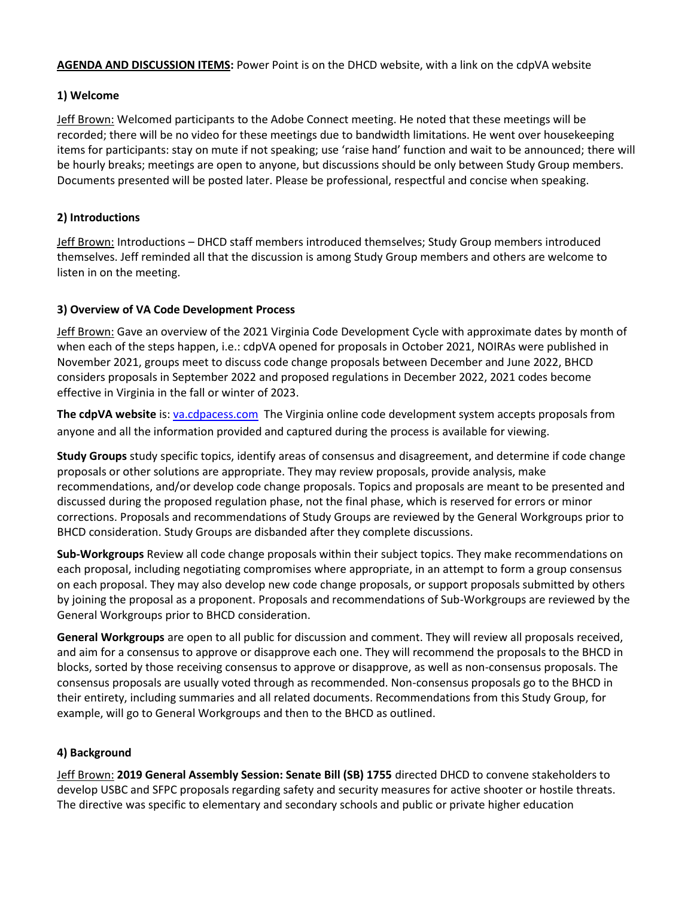**AGENDA AND DISCUSSION ITEMS:** Power Point is on the DHCD website, with a link on the cdpVA website

**1) Welcome**

Jeff Brown: Welcomed participants to the Adobe Connect meeting. He noted that these meetings will be recorded; there will be no video for these meetings due to bandwidth limitations. He went over housekeeping items for participants: stay on mute if not speaking; use 'raise hand' function and wait to be announced; there will be hourly breaks; meetings are open to anyone, but discussions should be only between Study Group members. Documents presented will be posted later. Please be professional, respectful and concise when speaking.

**2) Introductions**

Jeff Brown: Introductions – DHCD staff members introduced themselves; Study Group members introduced themselves. Jeff reminded all that the discussion is among Study Group members and others are welcome to listen in on the meeting.

**3) Overview of VA Code Development Process**

Jeff Brown: Gave an overview of the 2021 Virginia Code Development Cycle with approximate dates by month of when each of the steps happen, i.e.: cdpVA opened for proposals in October 2021, NOIRAs were published in November 2021, groups meet to discuss code change proposals between December and June 2022, BHCD considers proposals in September 2022 and proposed regulations in December 2022, 2021 codes become effective in Virginia in the fall or winter of 2023.

**The cdpVA website** is: va.cdpacess.com The Virginia online code development system accepts proposals from anyone and all the information provided and captured during the process is available for viewing.

**Study Groups** study specific topics, identify areas of consensus and disagreement, and determine if code change proposals or other solutions are appropriate. They may review proposals, provide analysis, make recommendations, and/or develop code change proposals. Topics and proposals are meant to be presented and discussed during the proposed regulation phase, not the final phase, which is reserved for errors or minor corrections. Proposals and recommendations of Study Groups are reviewed by the General Workgroups prior to BHCD consideration. Study Groups are disbanded after they complete discussions.

**Sub-Workgroups** Review all code change proposals within their subject topics. They make recommendations on each proposal, including negotiating compromises where appropriate, in an attempt to form a group consensus on each proposal. They may also develop new code change proposals, or support proposals submitted by others by joining the proposal as a proponent. Proposals and recommendations of Sub-Workgroups are reviewed by the General Workgroups prior to BHCD consideration.

**General Workgroups** are open to all public for discussion and comment. They will review all proposals received, and aim for a consensus to approve or disapprove each one. They will recommend the proposals to the BHCD in blocks, sorted by those receiving consensus to approve or disapprove, as well as non-consensus proposals. The consensus proposals are usually voted through as recommended. Non-consensus proposals go to the BHCD in their entirety, including summaries and all related documents. Recommendations from this Study Group, for example, will go to General Workgroups and then to the BHCD as outlined.

**4) Background**

Jeff Brown: **2019 General Assembly Session: Senate Bill (SB) 1755** directed DHCD to convene stakeholders to develop USBC and SFPC proposals regarding safety and security measures for active shooter or hostile threats. The directive was specific to elementary and secondary schools and public or private higher education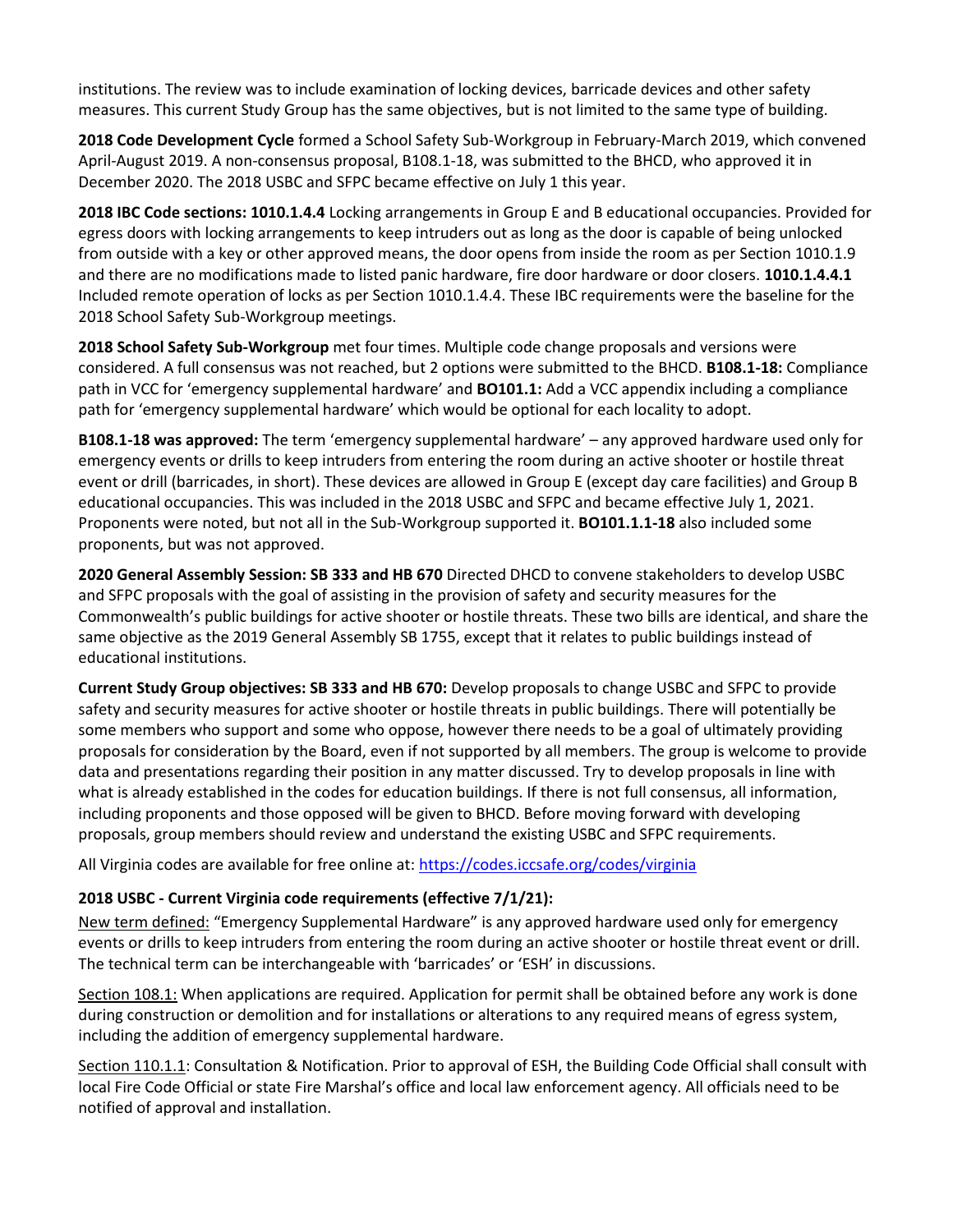institutions. The review was to include examination of locking devices, barricade devices and other safety measures. This current Study Group has the same objectives, but is not limited to the same type of building.

**2018 Code Development Cycle** formed a School Safety Sub-Workgroup in February-March 2019, which convened April-August 2019. A non-consensus proposal, B108.1-18, was submitted to the BHCD, who approved it in December 2020. The 2018 USBC and SFPC became effective on July 1 this year.

**2018 IBC Code sections: 1010.1.4.4** Locking arrangements in Group E and B educational occupancies. Provided for egress doors with locking arrangements to keep intruders out as long as the door is capable of being unlocked from outside with a key or other approved means, the door opens from inside the room as per Section 1010.1.9 and there are no modifications made to listed panic hardware, fire door hardware or door closers. **1010.1.4.4.1** Included remote operation of locks as per Section 1010.1.4.4. These IBC requirements were the baseline for the 2018 School Safety Sub-Workgroup meetings.

**2018 School Safety Sub-Workgroup** met four times. Multiple code change proposals and versions were considered. A full consensus was not reached, but 2 options were submitted to the BHCD. **B108.1-18:** Compliance path in VCC for 'emergency supplemental hardware' and **BO101.1:** Add a VCC appendix including a compliance path for 'emergency supplemental hardware' which would be optional for each locality to adopt.

**B108.1-18 was approved:** The term 'emergency supplemental hardware' – any approved hardware used only for emergency events or drills to keep intruders from entering the room during an active shooter or hostile threat event or drill (barricades, in short). These devices are allowed in Group E (except day care facilities) and Group B educational occupancies. This was included in the 2018 USBC and SFPC and became effective July 1, 2021. Proponents were noted, but not all in the Sub-Workgroup supported it. **BO101.1.1-18** also included some proponents, but was not approved.

**2020 General Assembly Session: SB 333 and HB 670** Directed DHCD to convene stakeholders to develop USBC and SFPC proposals with the goal of assisting in the provision of safety and security measures for the Commonwealth's public buildings for active shooter or hostile threats. These two bills are identical, and share the same objective as the 2019 General Assembly SB 1755, except that it relates to public buildings instead of educational institutions.

**Current Study Group objectives: SB 333 and HB 670:** Develop proposals to change USBC and SFPC to provide safety and security measures for active shooter or hostile threats in public buildings. There will potentially be some members who support and some who oppose, however there needs to be a goal of ultimately providing proposals for consideration by the Board, even if not supported by all members. The group is welcome to provide data and presentations regarding their position in any matter discussed. Try to develop proposals in line with what is already established in the codes for education buildings. If there is not full consensus, all information, including proponents and those opposed will be given to BHCD. Before moving forward with developing proposals, group members should review and understand the existing USBC and SFPC requirements.

All Virginia codes are available for free online at: [https://codes.iccsafe.org/codes/virginia](https://codes.iccsafe.org/codes/virginia)

### 2018 USBC - Current Virginia code requirements (effective 7/1/21):

New term defined: "Emergency Supplemental Hardware" is any approved hardware used only for emergency events or drills to keep intruders from entering the room during an active shooter or hostile threat event or drill. The technical term can be interchangeable with 'barricades' or 'ESH' in discussions.

Section 108.1: When applications are required. Application for permit shall be obtained before any work is done during construction or demolition and for installations or alterations to any required means of egress system, including the addition of emergency supplemental hardware.

Section 110.1.1: Consultation & Notification. Prior to approval of ESH, the Building Code Official shall consult with local Fire Code Official or state Fire Marshal's office and local law enforcement agency. All officials need to be notified of approval and installation.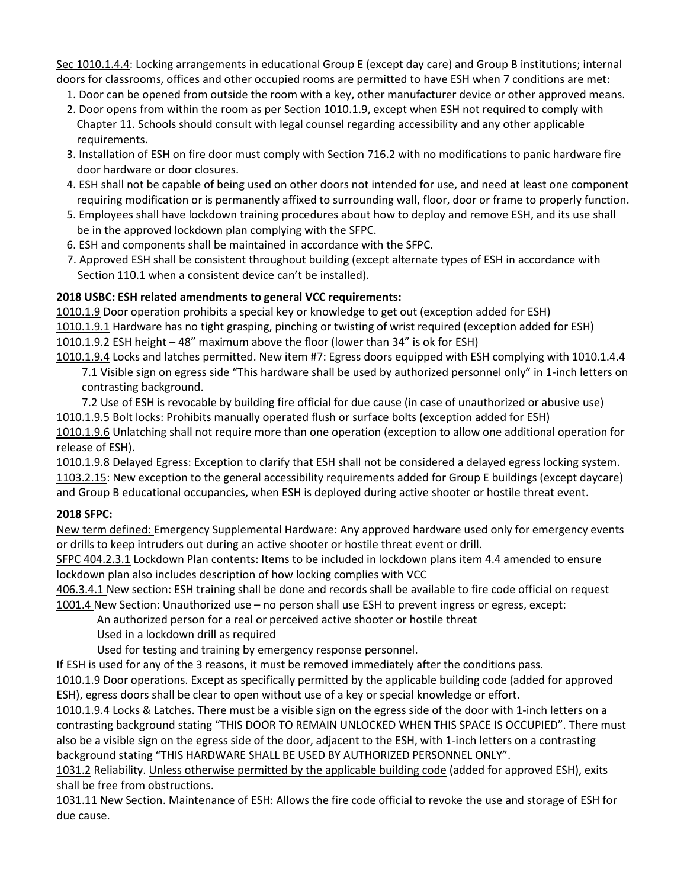Sec 1010.1.4.4: Locking arrangements in educational Group E (except day care) and Group B institutions; internal doors for classrooms, offices and other occupied rooms are permitted to have ESH when 7 conditions are met:

1. Door can be opened from outside the room with a key, other manufacturer device or other approved means.
2. Door opens from within the room as per Section 1010.1.9, except when ESH not required to comply with Chapter 11. Schools should consult with legal counsel regarding accessibility and any other applicable requirements.
3. Installation of ESH on fire door must comply with Section 716.2 with no modifications to panic hardware fire door hardware or door closures.
4. ESH shall not be capable of being used on other doors not intended for use, and need at least one component requiring modification or is permanently affixed to surrounding wall, floor, door or frame to properly function.
5. Employees shall have lockdown training procedures about how to deploy and remove ESH, and its use shall be in the approved lockdown plan complying with the SFPC.
6. ESH and components shall be maintained in accordance with the SFPC.
7. Approved ESH shall be consistent throughout building (except alternate types of ESH in accordance with Section 110.1 when a consistent device can't be installed).

**2018 USBC: ESH related amendments to general VCC requirements:**

1010.1.9 Door operation prohibits a special key or knowledge to get out (exception added for ESH)
1010.1.9.1 Hardware has no tight grasping, pinching or twisting of wrist required (exception added for ESH)
1010.1.9.2 ESH height – 48" maximum above the floor (lower than 34" is ok for ESH)
1010.1.9.4 Locks and latches permitted. New item #7: Egress doors equipped with ESH complying with 1010.1.4.4

> 7.1 Visible sign on egress side "This hardware shall be used by authorized personnel only" in 1-inch letters on contrasting background.
>
> 7.2 Use of ESH is revocable by building fire official for due cause (in case of unauthorized or abusive use)

1010.1.9.5 Bolt locks: Prohibits manually operated flush or surface bolts (exception added for ESH)
1010.1.9.6 Unlatching shall not require more than one operation (exception to allow one additional operation for release of ESH).
1010.1.9.8 Delayed Egress: Exception to clarify that ESH shall not be considered a delayed egress locking system.
1103.2.15: New exception to the general accessibility requirements added for Group E buildings (except daycare) and Group B educational occupancies, when ESH is deployed during active shooter or hostile threat event.

**2018 SFPC:**

New term defined: Emergency Supplemental Hardware: Any approved hardware used only for emergency events or drills to keep intruders out during an active shooter or hostile threat event or drill.
SFPC 404.2.3.1 Lockdown Plan contents: Items to be included in lockdown plans item 4.4 amended to ensure lockdown plan also includes description of how locking complies with VCC
406.3.4.1 New section: ESH training shall be done and records shall be available to fire code official on request
1001.4 New Section: Unauthorized use – no person shall use ESH to prevent ingress or egress, except:

> An authorized person for a real or perceived active shooter or hostile threat
>
> Used in a lockdown drill as required
>
> Used for testing and training by emergency response personnel.

If ESH is used for any of the 3 reasons, it must be removed immediately after the conditions pass.
1010.1.9 Door operations. Except as specifically permitted by the applicable building code (added for approved ESH), egress doors shall be clear to open without use of a key or special knowledge or effort.
1010.1.9.4 Locks & Latches. There must be a visible sign on the egress side of the door with 1-inch letters on a contrasting background stating "THIS DOOR TO REMAIN UNLOCKED WHEN THIS SPACE IS OCCUPIED". There must also be a visible sign on the egress side of the door, adjacent to the ESH, with 1-inch letters on a contrasting background stating "THIS HARDWARE SHALL BE USED BY AUTHORIZED PERSONNEL ONLY".
1031.2 Reliability. Unless otherwise permitted by the applicable building code (added for approved ESH), exits shall be free from obstructions.
1031.11 New Section. Maintenance of ESH: Allows the fire code official to revoke the use and storage of ESH for due cause.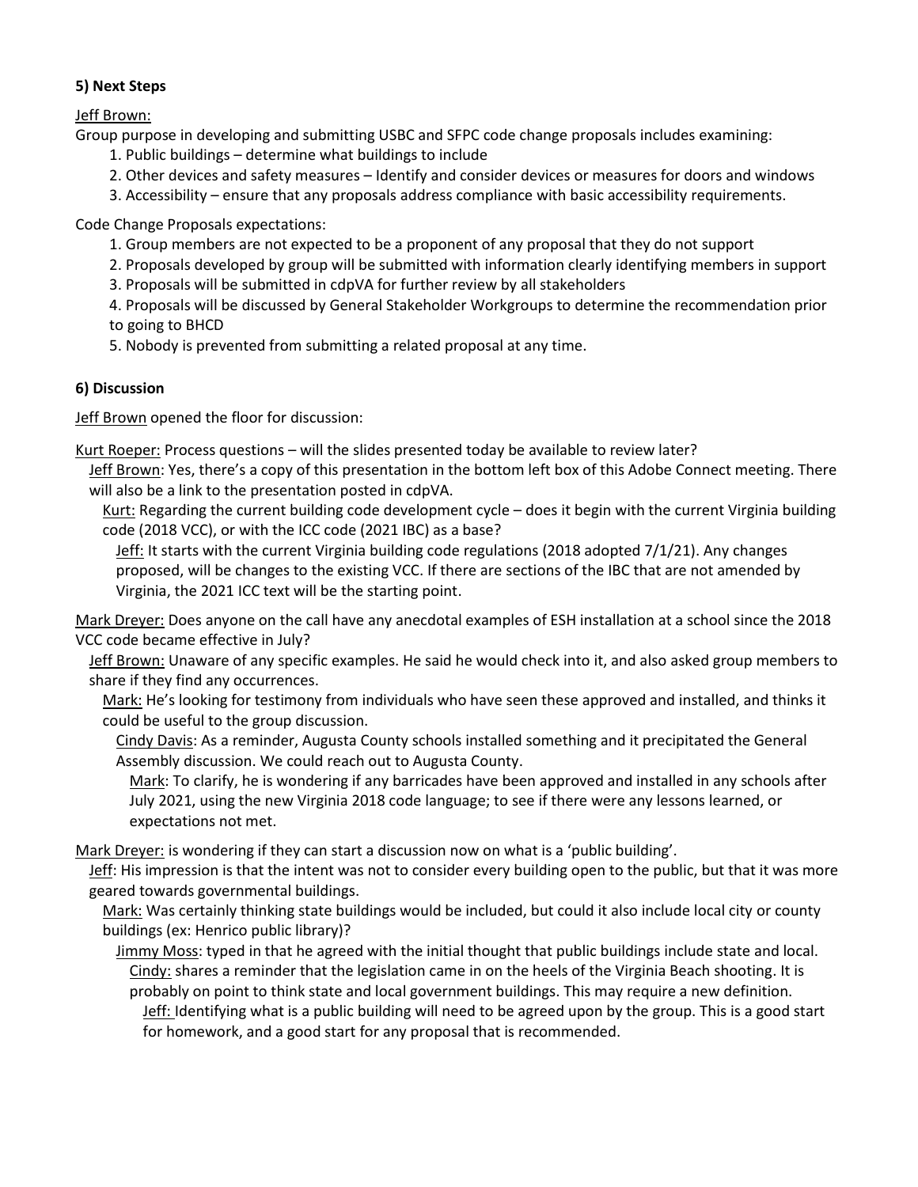**5) Next Steps**

Jeff Brown:

Group purpose in developing and submitting USBC and SFPC code change proposals includes examining:

1. Public buildings – determine what buildings to include
2. Other devices and safety measures – Identify and consider devices or measures for doors and windows
3. Accessibility – ensure that any proposals address compliance with basic accessibility requirements.

Code Change Proposals expectations:

1. Group members are not expected to be a proponent of any proposal that they do not support
2. Proposals developed by group will be submitted with information clearly identifying members in support
3. Proposals will be submitted in cdpVA for further review by all stakeholders
4. Proposals will be discussed by General Stakeholder Workgroups to determine the recommendation prior to going to BHCD
5. Nobody is prevented from submitting a related proposal at any time.

**6) Discussion**

Jeff Brown opened the floor for discussion:

Kurt Roeper: Process questions – will the slides presented today be available to review later?

Jeff Brown: Yes, there's a copy of this presentation in the bottom left box of this Adobe Connect meeting. There will also be a link to the presentation posted in cdpVA.

Kurt: Regarding the current building code development cycle – does it begin with the current Virginia building code (2018 VCC), or with the ICC code (2021 IBC) as a base?

Jeff: It starts with the current Virginia building code regulations (2018 adopted 7/1/21). Any changes proposed, will be changes to the existing VCC. If there are sections of the IBC that are not amended by Virginia, the 2021 ICC text will be the starting point.

Mark Dreyer: Does anyone on the call have any anecdotal examples of ESH installation at a school since the 2018 VCC code became effective in July?

Jeff Brown: Unaware of any specific examples. He said he would check into it, and also asked group members to share if they find any occurrences.

Mark: He's looking for testimony from individuals who have seen these approved and installed, and thinks it could be useful to the group discussion.

Cindy Davis: As a reminder, Augusta County schools installed something and it precipitated the General Assembly discussion. We could reach out to Augusta County.

Mark: To clarify, he is wondering if any barricades have been approved and installed in any schools after July 2021, using the new Virginia 2018 code language; to see if there were any lessons learned, or expectations not met.

Mark Dreyer: is wondering if they can start a discussion now on what is a 'public building'.

Jeff: His impression is that the intent was not to consider every building open to the public, but that it was more geared towards governmental buildings.

Mark: Was certainly thinking state buildings would be included, but could it also include local city or county buildings (ex: Henrico public library)?

Jimmy Moss: typed in that he agreed with the initial thought that public buildings include state and local.

Cindy: shares a reminder that the legislation came in on the heels of the Virginia Beach shooting. It is probably on point to think state and local government buildings. This may require a new definition.

Jeff: Identifying what is a public building will need to be agreed upon by the group. This is a good start for homework, and a good start for any proposal that is recommended.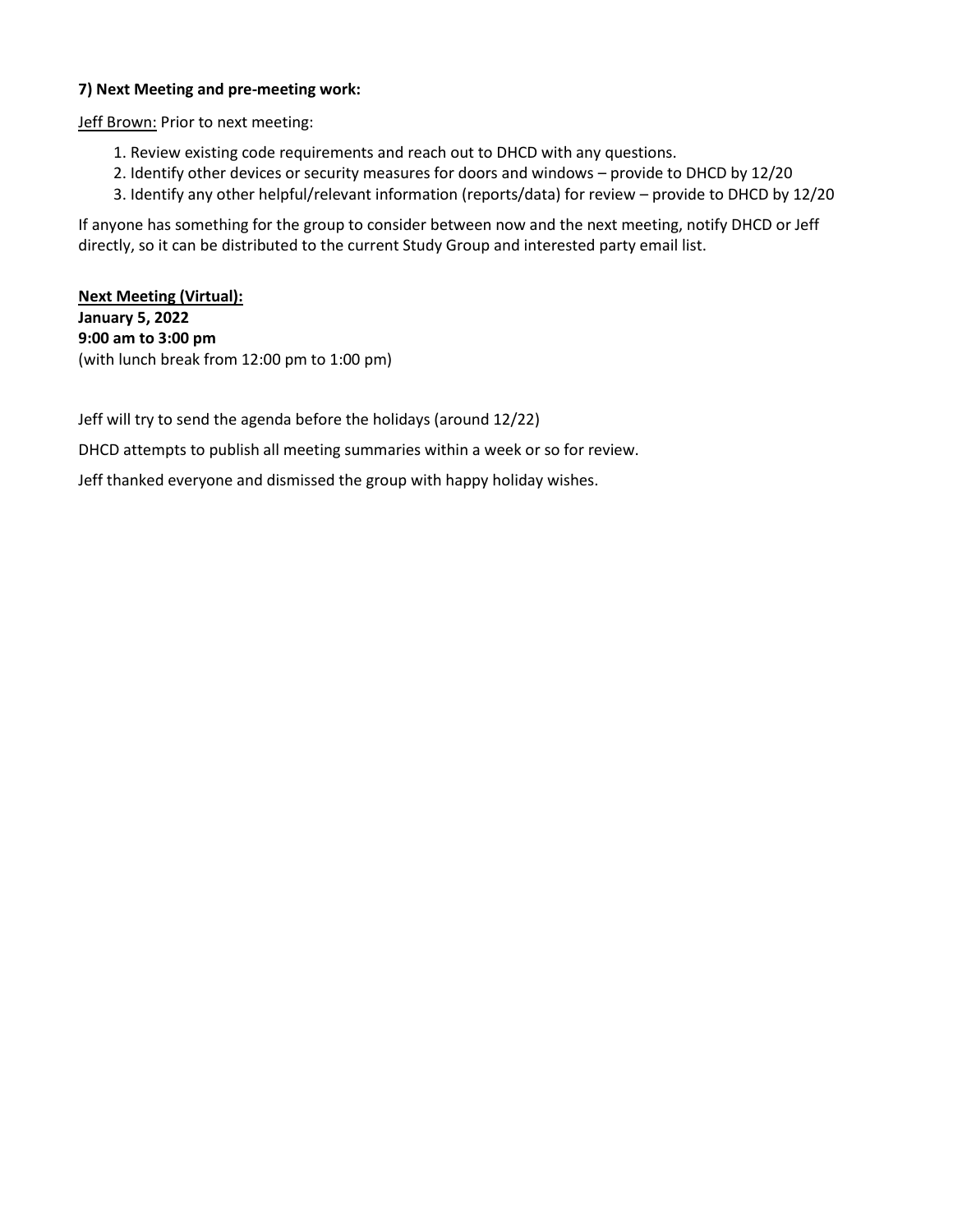**7) Next Meeting and pre-meeting work:**

Jeff Brown: Prior to next meeting:

1. Review existing code requirements and reach out to DHCD with any questions.
2. Identify other devices or security measures for doors and windows – provide to DHCD by 12/20
3. Identify any other helpful/relevant information (reports/data) for review – provide to DHCD by 12/20

If anyone has something for the group to consider between now and the next meeting, notify DHCD or Jeff directly, so it can be distributed to the current Study Group and interested party email list.

**Next Meeting (Virtual):**
**January 5, 2022**
**9:00 am to 3:00 pm**
(with lunch break from 12:00 pm to 1:00 pm)

Jeff will try to send the agenda before the holidays (around 12/22)

DHCD attempts to publish all meeting summaries within a week or so for review.

Jeff thanked everyone and dismissed the group with happy holiday wishes.